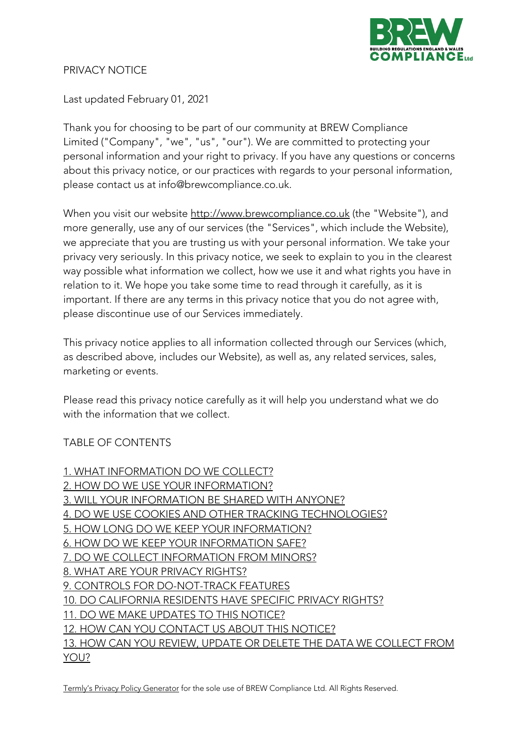# PRIVACY NOTICE

Last updated February 01, 2021

Thank you for choosing to be part of our community at BREW Compliance Limited ("Company", "we", "us", "our"). We are committed to protecting your personal information and your right to privacy. If you have any questions or concerns about this privacy notice, or our practices with regards to your personal information, please contact us at info@brewcompliance.co.uk.

When you visit our website [http://www.brewcompliance.co.uk](http://www.brewcompliance.co.uk) (the "Website"), and more generally, use any of our services (the "Services", which include the Website), we appreciate that you are trusting us with your personal information. We take your privacy very seriously. In this privacy notice, we seek to explain to you in the clearest way possible what information we collect, how we use it and what rights you have in relation to it. We hope you take some time to read through it carefully, as it is important. If there are any terms in this privacy notice that you do not agree with, please discontinue use of our Services immediately.

This privacy notice applies to all information collected through our Services (which, as described above, includes our Website), as well as, any related services, sales, marketing or events.

Please read this privacy notice carefully as it will help you understand what we do with the information that we collect.

## TABLE OF CONTENTS

1. WHAT INFORMATION DO WE COLLECT?
2. HOW DO WE USE YOUR INFORMATION?
3. WILL YOUR INFORMATION BE SHARED WITH ANYONE?
4. DO WE USE COOKIES AND OTHER TRACKING TECHNOLOGIES?
5. HOW LONG DO WE KEEP YOUR INFORMATION?
6. HOW DO WE KEEP YOUR INFORMATION SAFE?
7. DO WE COLLECT INFORMATION FROM MINORS?
8. WHAT ARE YOUR PRIVACY RIGHTS?
9. CONTROLS FOR DO-NOT-TRACK FEATURES
10. DO CALIFORNIA RESIDENTS HAVE SPECIFIC PRIVACY RIGHTS?
11. DO WE MAKE UPDATES TO THIS NOTICE?
12. HOW CAN YOU CONTACT US ABOUT THIS NOTICE?
13. HOW CAN YOU REVIEW, UPDATE OR DELETE THE DATA WE COLLECT FROM YOU?

Termly's Privacy Policy Generator for the sole use of BREW Compliance Ltd. All Rights Reserved.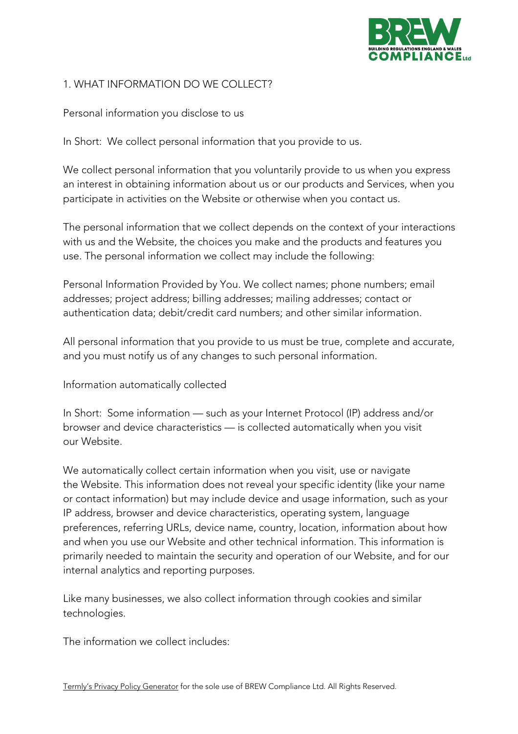## 1. WHAT INFORMATION DO WE COLLECT?

### Personal information you disclose to us

In Short: We collect personal information that you provide to us.

We collect personal information that you voluntarily provide to us when you express an interest in obtaining information about us or our products and Services, when you participate in activities on the Website or otherwise when you contact us.

The personal information that we collect depends on the context of your interactions with us and the Website, the choices you make and the products and features you use. The personal information we collect may include the following:

Personal Information Provided by You. We collect names; phone numbers; email addresses; project address; billing addresses; mailing addresses; contact or authentication data; debit/credit card numbers; and other similar information.

All personal information that you provide to us must be true, complete and accurate, and you must notify us of any changes to such personal information.

### Information automatically collected

In Short: Some information — such as your Internet Protocol (IP) address and/or browser and device characteristics — is collected automatically when you visit our Website.

We automatically collect certain information when you visit, use or navigate the Website. This information does not reveal your specific identity (like your name or contact information) but may include device and usage information, such as your IP address, browser and device characteristics, operating system, language preferences, referring URLs, device name, country, location, information about how and when you use our Website and other technical information. This information is primarily needed to maintain the security and operation of our Website, and for our internal analytics and reporting purposes.

Like many businesses, we also collect information through cookies and similar technologies.

The information we collect includes: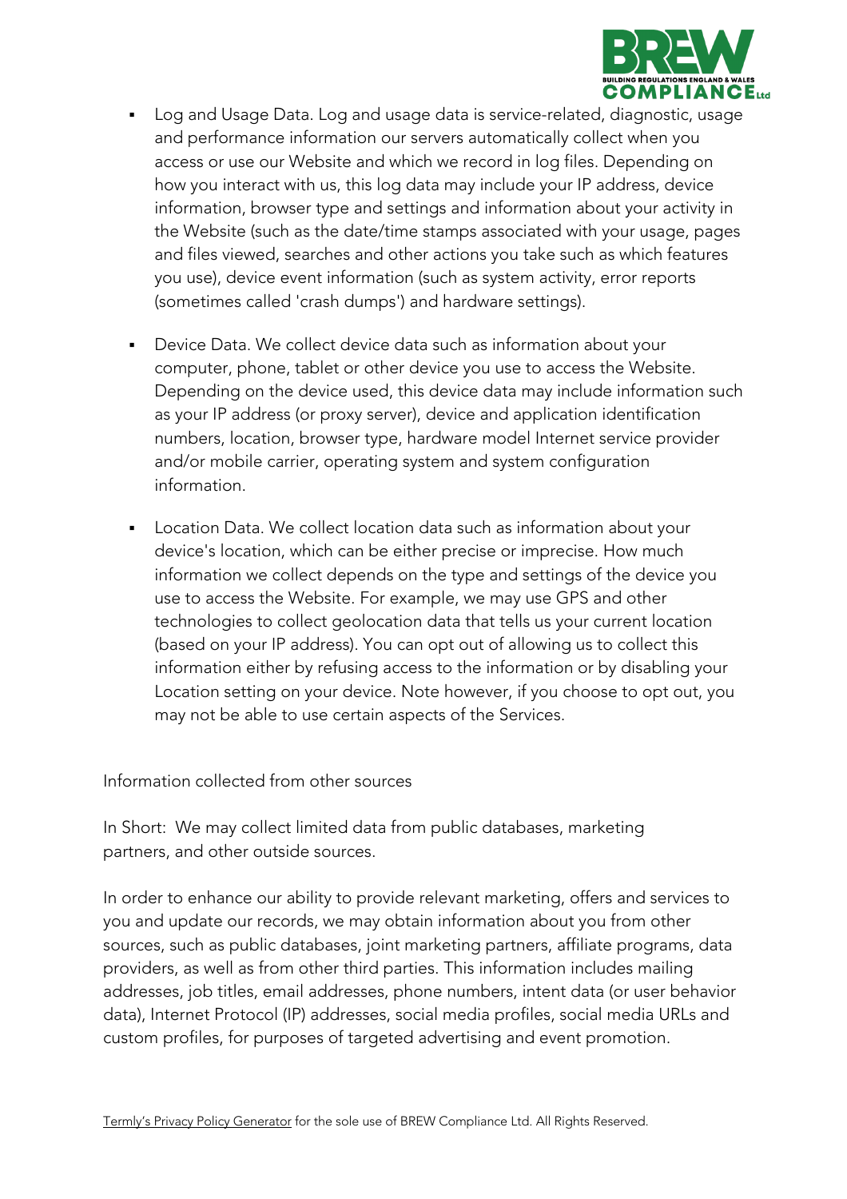- Log and Usage Data. Log and usage data is service-related, diagnostic, usage and performance information our servers automatically collect when you access or use our Website and which we record in log files. Depending on how you interact with us, this log data may include your IP address, device information, browser type and settings and information about your activity in the Website (such as the date/time stamps associated with your usage, pages and files viewed, searches and other actions you take such as which features you use), device event information (such as system activity, error reports (sometimes called 'crash dumps') and hardware settings).

- Device Data. We collect device data such as information about your computer, phone, tablet or other device you use to access the Website. Depending on the device used, this device data may include information such as your IP address (or proxy server), device and application identification numbers, location, browser type, hardware model Internet service provider and/or mobile carrier, operating system and system configuration information.

- Location Data. We collect location data such as information about your device's location, which can be either precise or imprecise. How much information we collect depends on the type and settings of the device you use to access the Website. For example, we may use GPS and other technologies to collect geolocation data that tells us your current location (based on your IP address). You can opt out of allowing us to collect this information either by refusing access to the information or by disabling your Location setting on your device. Note however, if you choose to opt out, you may not be able to use certain aspects of the Services.

Information collected from other sources

In Short: We may collect limited data from public databases, marketing partners, and other outside sources.

In order to enhance our ability to provide relevant marketing, offers and services to you and update our records, we may obtain information about you from other sources, such as public databases, joint marketing partners, affiliate programs, data providers, as well as from other third parties. This information includes mailing addresses, job titles, email addresses, phone numbers, intent data (or user behavior data), Internet Protocol (IP) addresses, social media profiles, social media URLs and custom profiles, for purposes of targeted advertising and event promotion.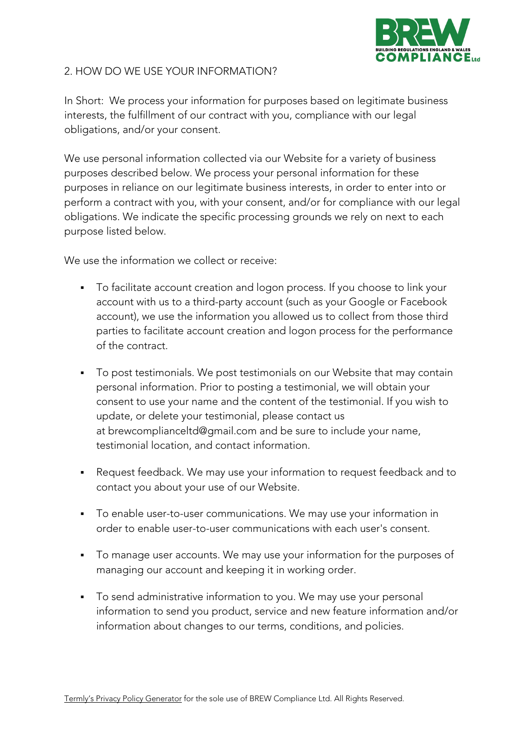## 2. HOW DO WE USE YOUR INFORMATION?

In Short: We process your information for purposes based on legitimate business interests, the fulfillment of our contract with you, compliance with our legal obligations, and/or your consent.

We use personal information collected via our Website for a variety of business purposes described below. We process your personal information for these purposes in reliance on our legitimate business interests, in order to enter into or perform a contract with you, with your consent, and/or for compliance with our legal obligations. We indicate the specific processing grounds we rely on next to each purpose listed below.

We use the information we collect or receive:

- To facilitate account creation and logon process. If you choose to link your account with us to a third-party account (such as your Google or Facebook account), we use the information you allowed us to collect from those third parties to facilitate account creation and logon process for the performance of the contract.

- To post testimonials. We post testimonials on our Website that may contain personal information. Prior to posting a testimonial, we will obtain your consent to use your name and the content of the testimonial. If you wish to update, or delete your testimonial, please contact us at brewcomplianceltd@gmail.com and be sure to include your name, testimonial location, and contact information.

- Request feedback. We may use your information to request feedback and to contact you about your use of our Website.

- To enable user-to-user communications. We may use your information in order to enable user-to-user communications with each user's consent.

- To manage user accounts. We may use your information for the purposes of managing our account and keeping it in working order.

- To send administrative information to you. We may use your personal information to send you product, service and new feature information and/or information about changes to our terms, conditions, and policies.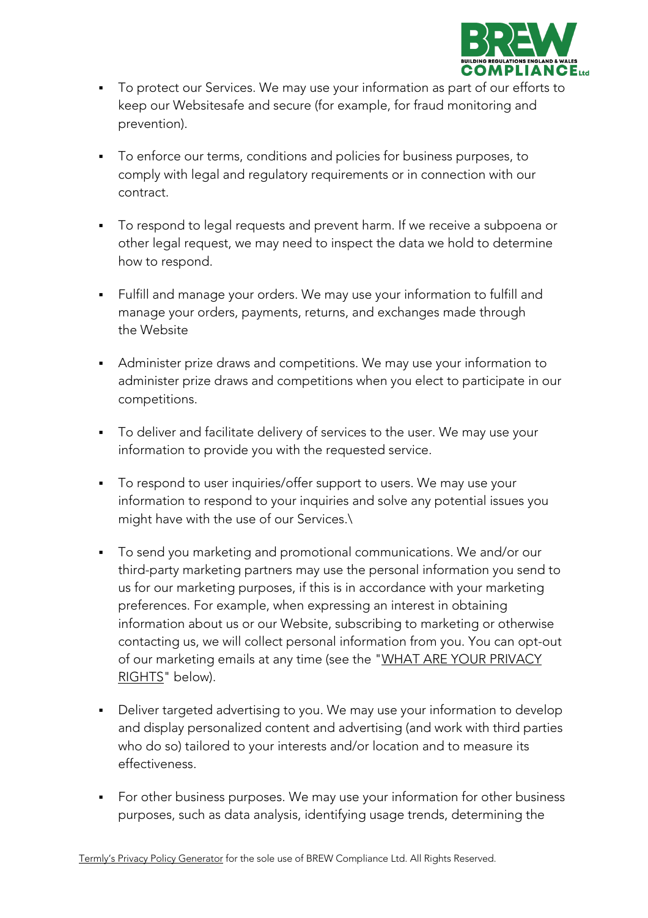- To protect our Services. We may use your information as part of our efforts to keep our Websitesafe and secure (for example, for fraud monitoring and prevention).

- To enforce our terms, conditions and policies for business purposes, to comply with legal and regulatory requirements or in connection with our contract.

- To respond to legal requests and prevent harm. If we receive a subpoena or other legal request, we may need to inspect the data we hold to determine how to respond.

- Fulfill and manage your orders. We may use your information to fulfill and manage your orders, payments, returns, and exchanges made through the Website

- Administer prize draws and competitions. We may use your information to administer prize draws and competitions when you elect to participate in our competitions.

- To deliver and facilitate delivery of services to the user. We may use your information to provide you with the requested service.

- To respond to user inquiries/offer support to users. We may use your information to respond to your inquiries and solve any potential issues you might have with the use of our Services.\

- To send you marketing and promotional communications. We and/or our third-party marketing partners may use the personal information you send to us for our marketing purposes, if this is in accordance with your marketing preferences. For example, when expressing an interest in obtaining information about us or our Website, subscribing to marketing or otherwise contacting us, we will collect personal information from you. You can opt-out of our marketing emails at any time (see the "WHAT ARE YOUR PRIVACY RIGHTS" below).

- Deliver targeted advertising to you. We may use your information to develop and display personalized content and advertising (and work with third parties who do so) tailored to your interests and/or location and to measure its effectiveness.

- For other business purposes. We may use your information for other business purposes, such as data analysis, identifying usage trends, determining the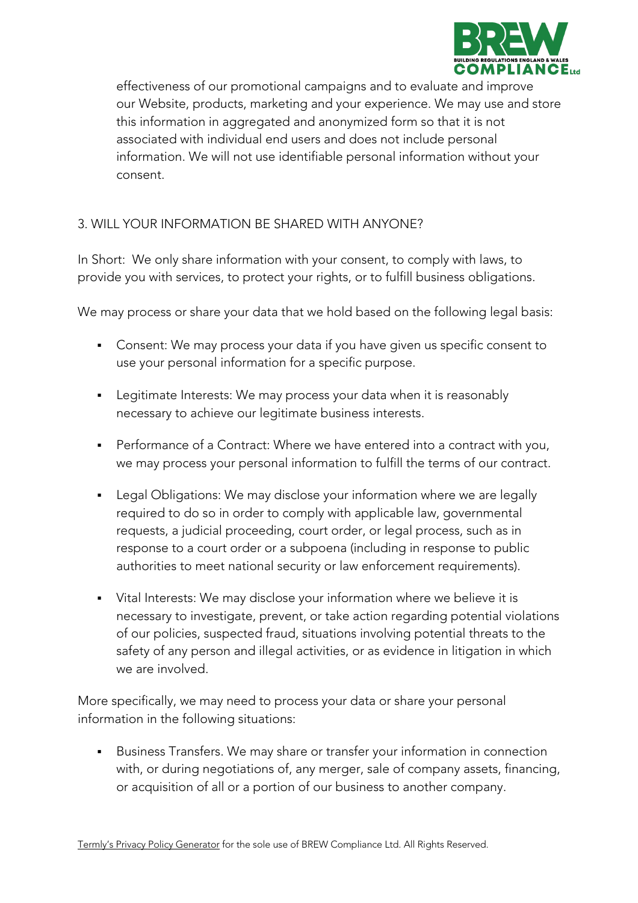effectiveness of our promotional campaigns and to evaluate and improve our Website, products, marketing and your experience. We may use and store this information in aggregated and anonymized form so that it is not associated with individual end users and does not include personal information. We will not use identifiable personal information without your consent.

## 3. WILL YOUR INFORMATION BE SHARED WITH ANYONE?

In Short: We only share information with your consent, to comply with laws, to provide you with services, to protect your rights, or to fulfill business obligations.

We may process or share your data that we hold based on the following legal basis:

- Consent: We may process your data if you have given us specific consent to use your personal information for a specific purpose.
- Legitimate Interests: We may process your data when it is reasonably necessary to achieve our legitimate business interests.
- Performance of a Contract: Where we have entered into a contract with you, we may process your personal information to fulfill the terms of our contract.
- Legal Obligations: We may disclose your information where we are legally required to do so in order to comply with applicable law, governmental requests, a judicial proceeding, court order, or legal process, such as in response to a court order or a subpoena (including in response to public authorities to meet national security or law enforcement requirements).
- Vital Interests: We may disclose your information where we believe it is necessary to investigate, prevent, or take action regarding potential violations of our policies, suspected fraud, situations involving potential threats to the safety of any person and illegal activities, or as evidence in litigation in which we are involved.

More specifically, we may need to process your data or share your personal information in the following situations:

- Business Transfers. We may share or transfer your information in connection with, or during negotiations of, any merger, sale of company assets, financing, or acquisition of all or a portion of our business to another company.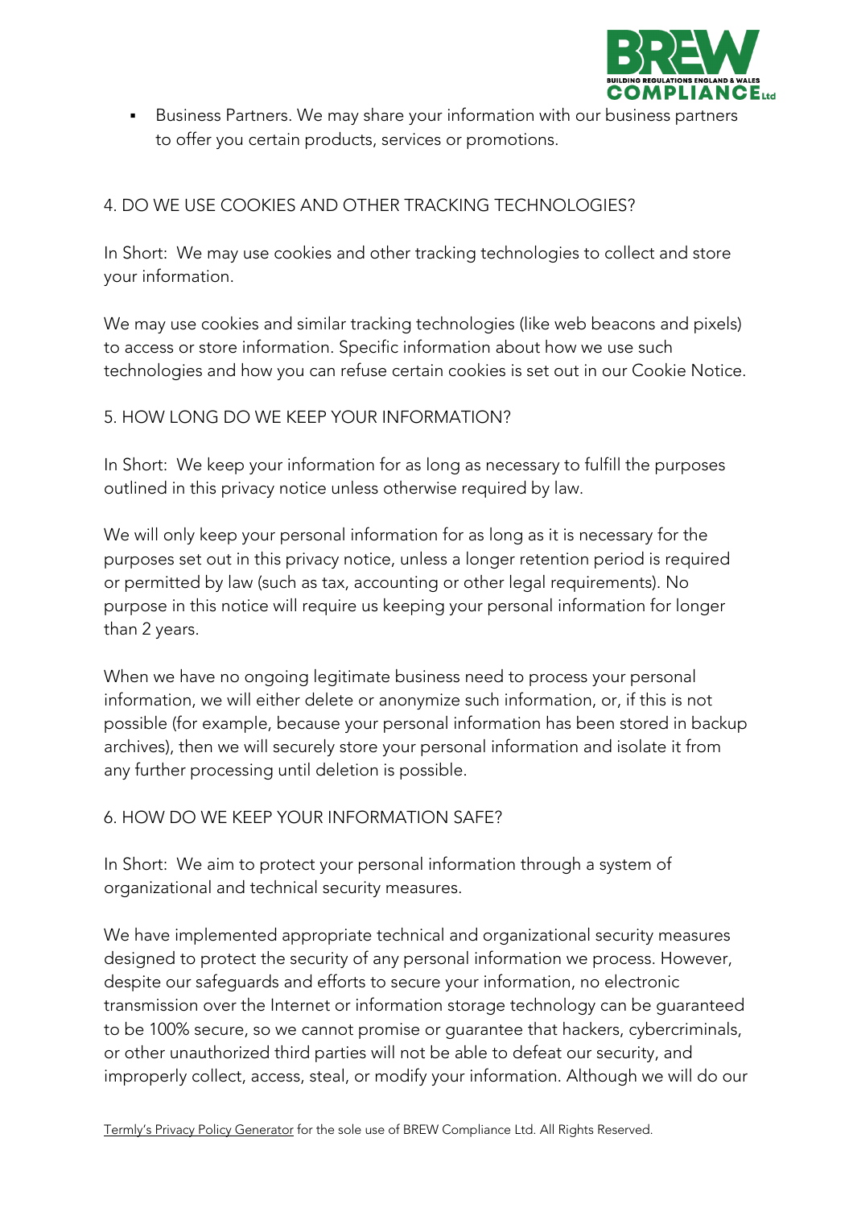- Business Partners. We may share your information with our business partners to offer you certain products, services or promotions.

## 4. DO WE USE COOKIES AND OTHER TRACKING TECHNOLOGIES?

In Short: We may use cookies and other tracking technologies to collect and store your information.

We may use cookies and similar tracking technologies (like web beacons and pixels) to access or store information. Specific information about how we use such technologies and how you can refuse certain cookies is set out in our Cookie Notice.

## 5. HOW LONG DO WE KEEP YOUR INFORMATION?

In Short: We keep your information for as long as necessary to fulfill the purposes outlined in this privacy notice unless otherwise required by law.

We will only keep your personal information for as long as it is necessary for the purposes set out in this privacy notice, unless a longer retention period is required or permitted by law (such as tax, accounting or other legal requirements). No purpose in this notice will require us keeping your personal information for longer than 2 years.

When we have no ongoing legitimate business need to process your personal information, we will either delete or anonymize such information, or, if this is not possible (for example, because your personal information has been stored in backup archives), then we will securely store your personal information and isolate it from any further processing until deletion is possible.

## 6. HOW DO WE KEEP YOUR INFORMATION SAFE?

In Short: We aim to protect your personal information through a system of organizational and technical security measures.

We have implemented appropriate technical and organizational security measures designed to protect the security of any personal information we process. However, despite our safeguards and efforts to secure your information, no electronic transmission over the Internet or information storage technology can be guaranteed to be 100% secure, so we cannot promise or guarantee that hackers, cybercriminals, or other unauthorized third parties will not be able to defeat our security, and improperly collect, access, steal, or modify your information. Although we will do our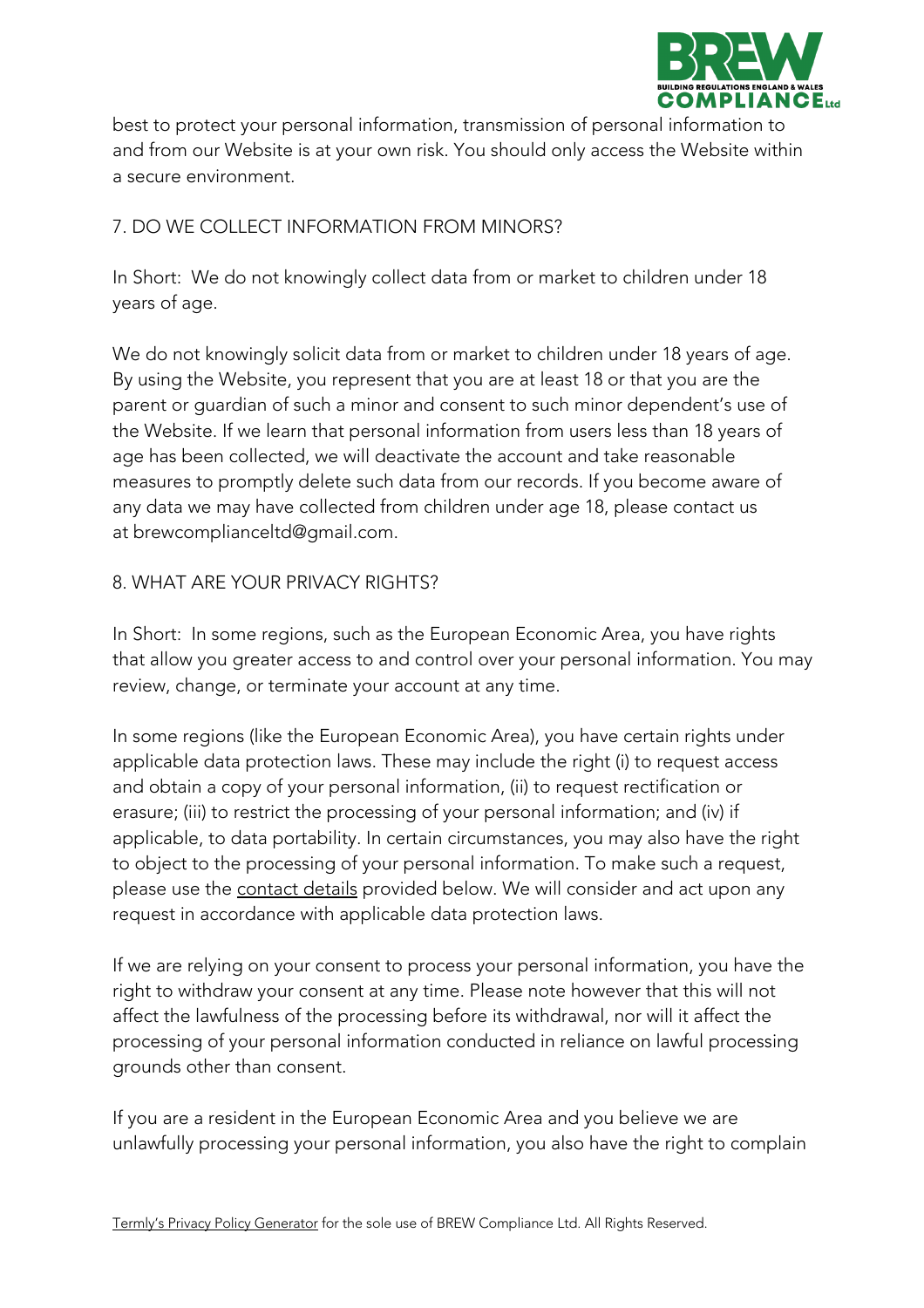best to protect your personal information, transmission of personal information to and from our Website is at your own risk. You should only access the Website within a secure environment.

## 7. DO WE COLLECT INFORMATION FROM MINORS?

In Short: We do not knowingly collect data from or market to children under 18 years of age.

We do not knowingly solicit data from or market to children under 18 years of age. By using the Website, you represent that you are at least 18 or that you are the parent or guardian of such a minor and consent to such minor dependent's use of the Website. If we learn that personal information from users less than 18 years of age has been collected, we will deactivate the account and take reasonable measures to promptly delete such data from our records. If you become aware of any data we may have collected from children under age 18, please contact us at brewcomplianceltd@gmail.com.

## 8. WHAT ARE YOUR PRIVACY RIGHTS?

In Short: In some regions, such as the European Economic Area, you have rights that allow you greater access to and control over your personal information. You may review, change, or terminate your account at any time.

In some regions (like the European Economic Area), you have certain rights under applicable data protection laws. These may include the right (i) to request access and obtain a copy of your personal information, (ii) to request rectification or erasure; (iii) to restrict the processing of your personal information; and (iv) if applicable, to data portability. In certain circumstances, you may also have the right to object to the processing of your personal information. To make such a request, please use the contact details provided below. We will consider and act upon any request in accordance with applicable data protection laws.

If we are relying on your consent to process your personal information, you have the right to withdraw your consent at any time. Please note however that this will not affect the lawfulness of the processing before its withdrawal, nor will it affect the processing of your personal information conducted in reliance on lawful processing grounds other than consent.

If you are a resident in the European Economic Area and you believe we are unlawfully processing your personal information, you also have the right to complain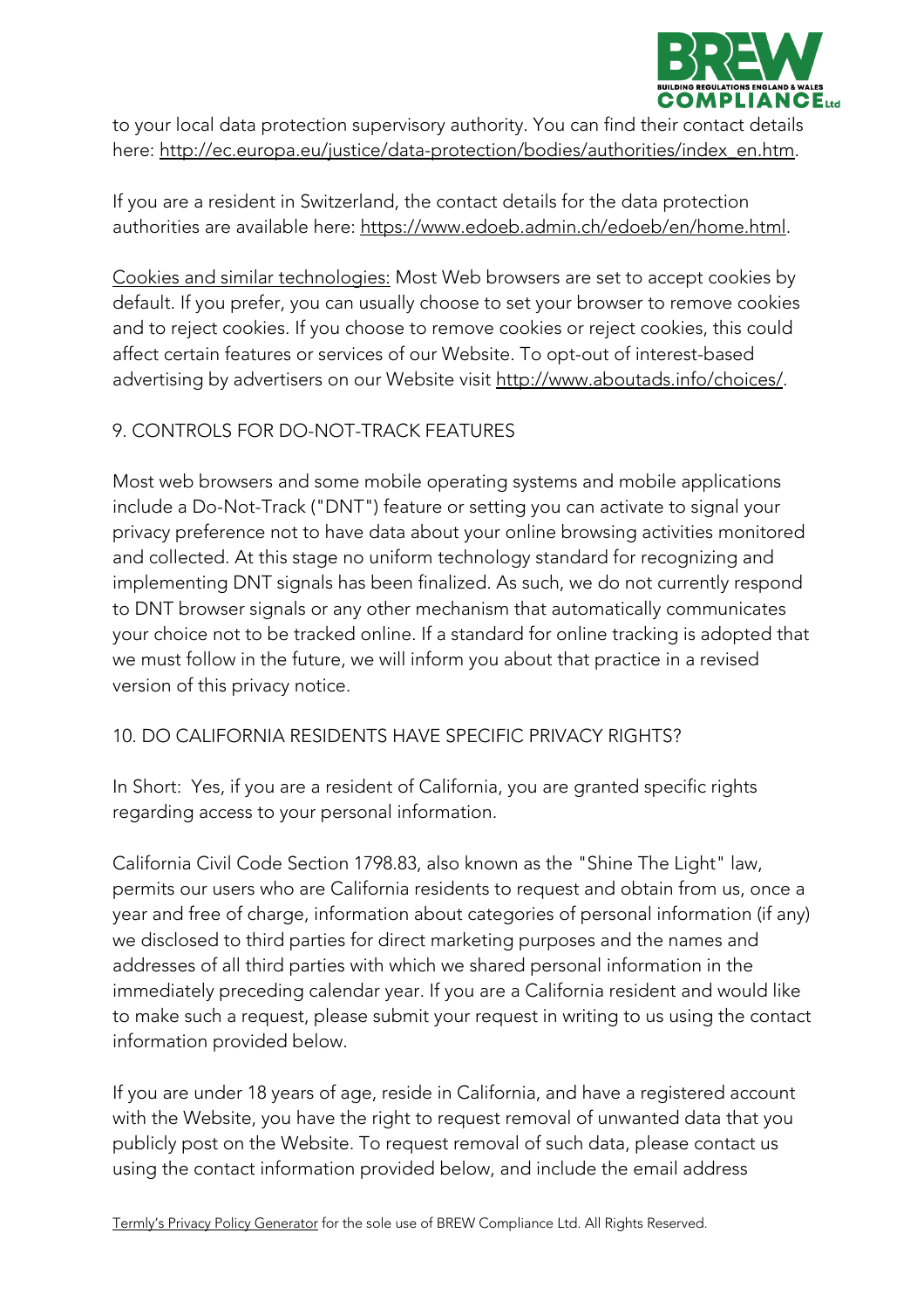to your local data protection supervisory authority. You can find their contact details here: http://ec.europa.eu/justice/data-protection/bodies/authorities/index_en.htm.

If you are a resident in Switzerland, the contact details for the data protection authorities are available here: https://www.edoeb.admin.ch/edoeb/en/home.html.

Cookies and similar technologies: Most Web browsers are set to accept cookies by default. If you prefer, you can usually choose to set your browser to remove cookies and to reject cookies. If you choose to remove cookies or reject cookies, this could affect certain features or services of our Website. To opt-out of interest-based advertising by advertisers on our Website visit http://www.aboutads.info/choices/.

## 9. CONTROLS FOR DO-NOT-TRACK FEATURES

Most web browsers and some mobile operating systems and mobile applications include a Do-Not-Track ("DNT") feature or setting you can activate to signal your privacy preference not to have data about your online browsing activities monitored and collected. At this stage no uniform technology standard for recognizing and implementing DNT signals has been finalized. As such, we do not currently respond to DNT browser signals or any other mechanism that automatically communicates your choice not to be tracked online. If a standard for online tracking is adopted that we must follow in the future, we will inform you about that practice in a revised version of this privacy notice.

## 10. DO CALIFORNIA RESIDENTS HAVE SPECIFIC PRIVACY RIGHTS?

In Short: Yes, if you are a resident of California, you are granted specific rights regarding access to your personal information.

California Civil Code Section 1798.83, also known as the "Shine The Light" law, permits our users who are California residents to request and obtain from us, once a year and free of charge, information about categories of personal information (if any) we disclosed to third parties for direct marketing purposes and the names and addresses of all third parties with which we shared personal information in the immediately preceding calendar year. If you are a California resident and would like to make such a request, please submit your request in writing to us using the contact information provided below.

If you are under 18 years of age, reside in California, and have a registered account with the Website, you have the right to request removal of unwanted data that you publicly post on the Website. To request removal of such data, please contact us using the contact information provided below, and include the email address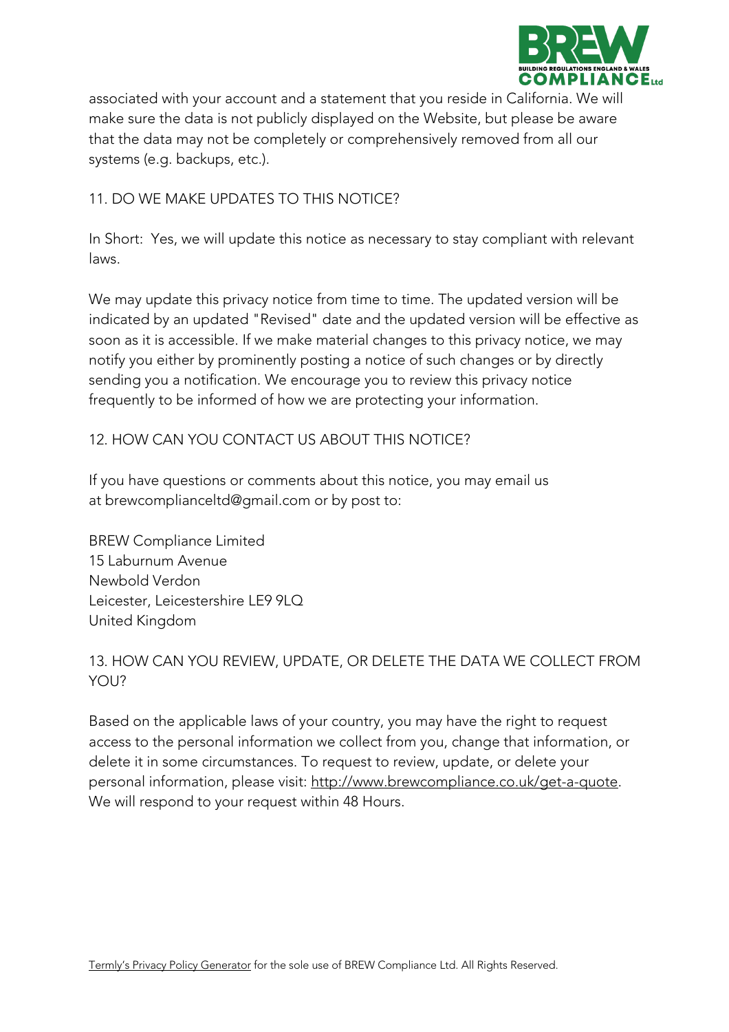associated with your account and a statement that you reside in California. We will make sure the data is not publicly displayed on the Website, but please be aware that the data may not be completely or comprehensively removed from all our systems (e.g. backups, etc.).

## 11. DO WE MAKE UPDATES TO THIS NOTICE?

In Short: Yes, we will update this notice as necessary to stay compliant with relevant laws.

We may update this privacy notice from time to time. The updated version will be indicated by an updated "Revised" date and the updated version will be effective as soon as it is accessible. If we make material changes to this privacy notice, we may notify you either by prominently posting a notice of such changes or by directly sending you a notification. We encourage you to review this privacy notice frequently to be informed of how we are protecting your information.

## 12. HOW CAN YOU CONTACT US ABOUT THIS NOTICE?

If you have questions or comments about this notice, you may email us at brewcomplianceltd@gmail.com or by post to:

BREW Compliance Limited
15 Laburnum Avenue
Newbold Verdon
Leicester, Leicestershire LE9 9LQ
United Kingdom

## 13. HOW CAN YOU REVIEW, UPDATE, OR DELETE THE DATA WE COLLECT FROM YOU?

Based on the applicable laws of your country, you may have the right to request access to the personal information we collect from you, change that information, or delete it in some circumstances. To request to review, update, or delete your personal information, please visit: http://www.brewcompliance.co.uk/get-a-quote. We will respond to your request within 48 Hours.

Termly's Privacy Policy Generator for the sole use of BREW Compliance Ltd. All Rights Reserved.